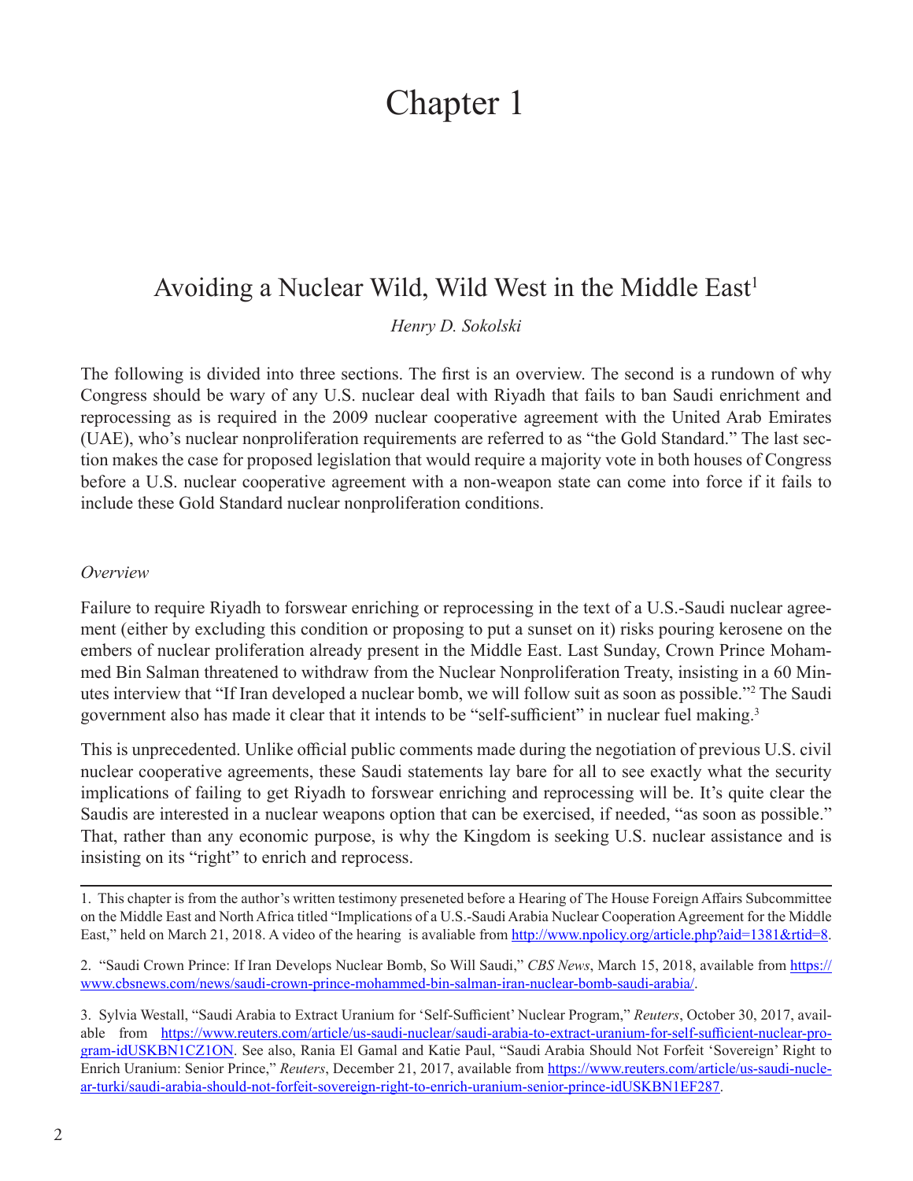# Chapter 1

## Avoiding a Nuclear Wild, Wild West in the Middle East[1]

*Henry D. Sokolski*

The following is divided into three sections. The first is an overview. The second is a rundown of why Congress should be wary of any U.S. nuclear deal with Riyadh that fails to ban Saudi enrichment and reprocessing as is required in the 2009 nuclear cooperative agreement with the United Arab Emirates (UAE), who's nuclear nonproliferation requirements are referred to as "the Gold Standard." The last section makes the case for proposed legislation that would require a majority vote in both houses of Congress before a U.S. nuclear cooperative agreement with a non-weapon state can come into force if it fails to include these Gold Standard nuclear nonproliferation conditions.

*Overview*

Failure to require Riyadh to forswear enriching or reprocessing in the text of a U.S.-Saudi nuclear agreement (either by excluding this condition or proposing to put a sunset on it) risks pouring kerosene on the embers of nuclear proliferation already present in the Middle East. Last Sunday, Crown Prince Mohammed Bin Salman threatened to withdraw from the Nuclear Nonproliferation Treaty, insisting in a 60 Minutes interview that "If Iran developed a nuclear bomb, we will follow suit as soon as possible."[2] The Saudi government also has made it clear that it intends to be "self-sufficient" in nuclear fuel making.[3]

This is unprecedented. Unlike official public comments made during the negotiation of previous U.S. civil nuclear cooperative agreements, these Saudi statements lay bare for all to see exactly what the security implications of failing to get Riyadh to forswear enriching and reprocessing will be. It's quite clear the Saudis are interested in a nuclear weapons option that can be exercised, if needed, "as soon as possible." That, rather than any economic purpose, is why the Kingdom is seeking U.S. nuclear assistance and is insisting on its "right" to enrich and reprocess.

---

1. This chapter is from the author's written testimony preseneted before a Hearing of The House Foreign Affairs Subcommittee on the Middle East and North Africa titled "Implications of a U.S.-Saudi Arabia Nuclear Cooperation Agreement for the Middle East," held on March 21, 2018. A video of the hearing is avaliable from http://www.npolicy.org/article.php?aid=1381&rtid=8.

2. "Saudi Crown Prince: If Iran Develops Nuclear Bomb, So Will Saudi," *CBS News*, March 15, 2018, available from https://www.cbsnews.com/news/saudi-crown-prince-mohammed-bin-salman-iran-nuclear-bomb-saudi-arabia/.

3. Sylvia Westall, "Saudi Arabia to Extract Uranium for 'Self-Sufficient' Nuclear Program," *Reuters*, October 30, 2017, available from https://www.reuters.com/article/us-saudi-nuclear/saudi-arabia-to-extract-uranium-for-self-sufficient-nuclear-program-idUSKBN1CZ1ON. See also, Rania El Gamal and Katie Paul, "Saudi Arabia Should Not Forfeit 'Sovereign' Right to Enrich Uranium: Senior Prince," *Reuters*, December 21, 2017, available from https://www.reuters.com/article/us-saudi-nuclear-turki/saudi-arabia-should-not-forfeit-sovereign-right-to-enrich-uranium-senior-prince-idUSKBN1EF287.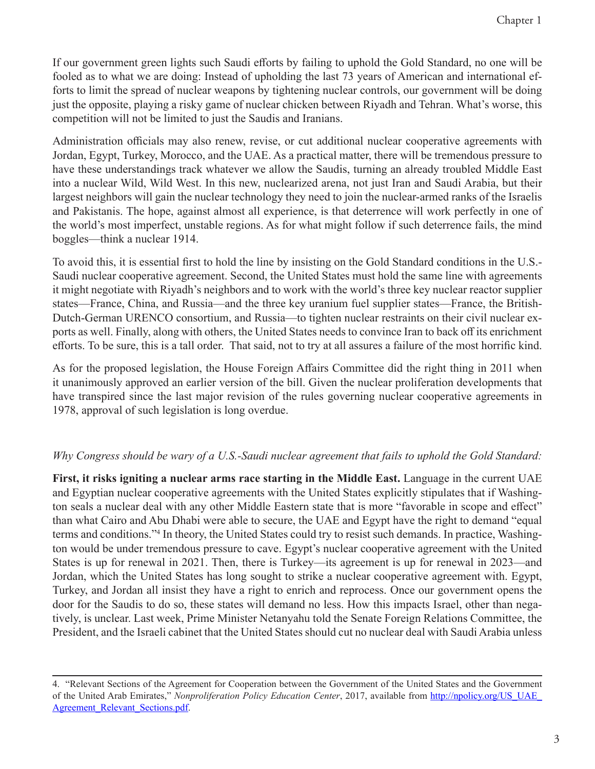If our government green lights such Saudi efforts by failing to uphold the Gold Standard, no one will be fooled as to what we are doing: Instead of upholding the last 73 years of American and international efforts to limit the spread of nuclear weapons by tightening nuclear controls, our government will be doing just the opposite, playing a risky game of nuclear chicken between Riyadh and Tehran. What's worse, this competition will not be limited to just the Saudis and Iranians.

Administration officials may also renew, revise, or cut additional nuclear cooperative agreements with Jordan, Egypt, Turkey, Morocco, and the UAE. As a practical matter, there will be tremendous pressure to have these understandings track whatever we allow the Saudis, turning an already troubled Middle East into a nuclear Wild, Wild West. In this new, nuclearized arena, not just Iran and Saudi Arabia, but their largest neighbors will gain the nuclear technology they need to join the nuclear-armed ranks of the Israelis and Pakistanis. The hope, against almost all experience, is that deterrence will work perfectly in one of the world's most imperfect, unstable regions. As for what might follow if such deterrence fails, the mind boggles—think a nuclear 1914.

To avoid this, it is essential first to hold the line by insisting on the Gold Standard conditions in the U.S.-Saudi nuclear cooperative agreement. Second, the United States must hold the same line with agreements it might negotiate with Riyadh's neighbors and to work with the world's three key nuclear reactor supplier states—France, China, and Russia—and the three key uranium fuel supplier states—France, the British-Dutch-German URENCO consortium, and Russia—to tighten nuclear restraints on their civil nuclear exports as well. Finally, along with others, the United States needs to convince Iran to back off its enrichment efforts. To be sure, this is a tall order. That said, not to try at all assures a failure of the most horrific kind.

As for the proposed legislation, the House Foreign Affairs Committee did the right thing in 2011 when it unanimously approved an earlier version of the bill. Given the nuclear proliferation developments that have transpired since the last major revision of the rules governing nuclear cooperative agreements in 1978, approval of such legislation is long overdue.

*Why Congress should be wary of a U.S.-Saudi nuclear agreement that fails to uphold the Gold Standard:*

**First, it risks igniting a nuclear arms race starting in the Middle East.** Language in the current UAE and Egyptian nuclear cooperative agreements with the United States explicitly stipulates that if Washington seals a nuclear deal with any other Middle Eastern state that is more "favorable in scope and effect" than what Cairo and Abu Dhabi were able to secure, the UAE and Egypt have the right to demand "equal terms and conditions."[4] In theory, the United States could try to resist such demands. In practice, Washington would be under tremendous pressure to cave. Egypt's nuclear cooperative agreement with the United States is up for renewal in 2021. Then, there is Turkey—its agreement is up for renewal in 2023—and Jordan, which the United States has long sought to strike a nuclear cooperative agreement with. Egypt, Turkey, and Jordan all insist they have a right to enrich and reprocess. Once our government opens the door for the Saudis to do so, these states will demand no less. How this impacts Israel, other than negatively, is unclear. Last week, Prime Minister Netanyahu told the Senate Foreign Relations Committee, the President, and the Israeli cabinet that the United States should cut no nuclear deal with Saudi Arabia unless

---

4. "Relevant Sections of the Agreement for Cooperation between the Government of the United States and the Government of the United Arab Emirates," *Nonproliferation Policy Education Center*, 2017, available from http://npolicy.org/US_UAE_Agreement_Relevant_Sections.pdf.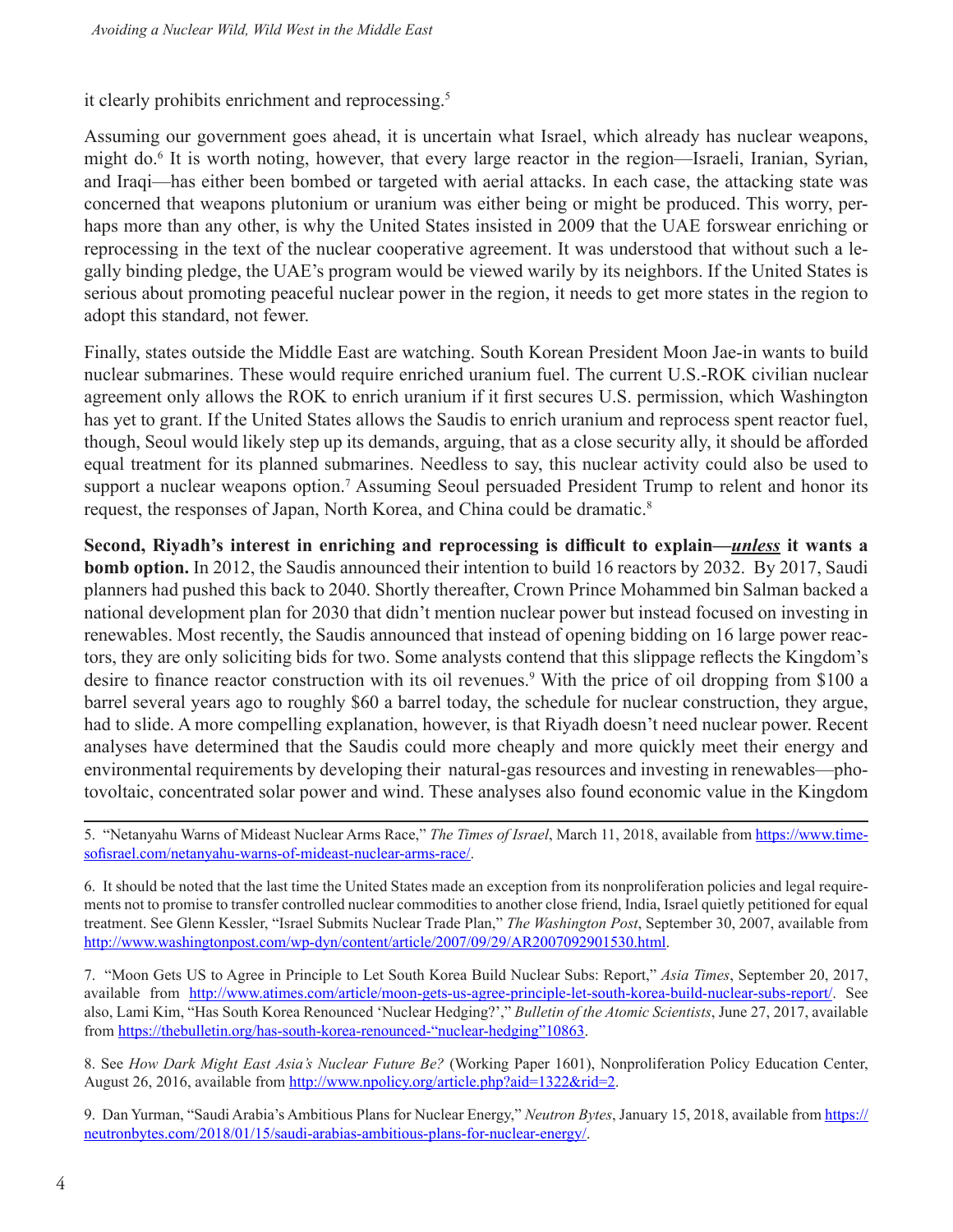it clearly prohibits enrichment and reprocessing.[5]

Assuming our government goes ahead, it is uncertain what Israel, which already has nuclear weapons, might do.[6] It is worth noting, however, that every large reactor in the region—Israeli, Iranian, Syrian, and Iraqi—has either been bombed or targeted with aerial attacks. In each case, the attacking state was concerned that weapons plutonium or uranium was either being or might be produced. This worry, perhaps more than any other, is why the United States insisted in 2009 that the UAE forswear enriching or reprocessing in the text of the nuclear cooperative agreement. It was understood that without such a legally binding pledge, the UAE's program would be viewed warily by its neighbors. If the United States is serious about promoting peaceful nuclear power in the region, it needs to get more states in the region to adopt this standard, not fewer.

Finally, states outside the Middle East are watching. South Korean President Moon Jae-in wants to build nuclear submarines. These would require enriched uranium fuel. The current U.S.-ROK civilian nuclear agreement only allows the ROK to enrich uranium if it first secures U.S. permission, which Washington has yet to grant. If the United States allows the Saudis to enrich uranium and reprocess spent reactor fuel, though, Seoul would likely step up its demands, arguing, that as a close security ally, it should be afforded equal treatment for its planned submarines. Needless to say, this nuclear activity could also be used to support a nuclear weapons option.[7] Assuming Seoul persuaded President Trump to relent and honor its request, the responses of Japan, North Korea, and China could be dramatic.[8]

**Second, Riyadh's interest in enriching and reprocessing is difficult to explain—*unless* it wants a bomb option.** In 2012, the Saudis announced their intention to build 16 reactors by 2032. By 2017, Saudi planners had pushed this back to 2040. Shortly thereafter, Crown Prince Mohammed bin Salman backed a national development plan for 2030 that didn't mention nuclear power but instead focused on investing in renewables. Most recently, the Saudis announced that instead of opening bidding on 16 large power reactors, they are only soliciting bids for two. Some analysts contend that this slippage reflects the Kingdom's desire to finance reactor construction with its oil revenues.[9] With the price of oil dropping from $100 a barrel several years ago to roughly $60 a barrel today, the schedule for nuclear construction, they argue, had to slide. A more compelling explanation, however, is that Riyadh doesn't need nuclear power. Recent analyses have determined that the Saudis could more cheaply and more quickly meet their energy and environmental requirements by developing their natural-gas resources and investing in renewables—photovoltaic, concentrated solar power and wind. These analyses also found economic value in the Kingdom

---

5. "Netanyahu Warns of Mideast Nuclear Arms Race," *The Times of Israel*, March 11, 2018, available from https://www.timesofisrael.com/netanyahu-warns-of-mideast-nuclear-arms-race/.

6. It should be noted that the last time the United States made an exception from its nonproliferation policies and legal requirements not to promise to transfer controlled nuclear commodities to another close friend, India, Israel quietly petitioned for equal treatment. See Glenn Kessler, "Israel Submits Nuclear Trade Plan," *The Washington Post*, September 30, 2007, available from http://www.washingtonpost.com/wp-dyn/content/article/2007/09/29/AR2007092901530.html.

7. "Moon Gets US to Agree in Principle to Let South Korea Build Nuclear Subs: Report," *Asia Times*, September 20, 2017, available from http://www.atimes.com/article/moon-gets-us-agree-principle-let-south-korea-build-nuclear-subs-report/. See also, Lami Kim, "Has South Korea Renounced 'Nuclear Hedging?'," *Bulletin of the Atomic Scientists*, June 27, 2017, available from https://thebulletin.org/has-south-korea-renounced-"nuclear-hedging"10863.

8. See *How Dark Might East Asia's Nuclear Future Be?* (Working Paper 1601), Nonproliferation Policy Education Center, August 26, 2016, available from http://www.npolicy.org/article.php?aid=1322&rid=2.

9. Dan Yurman, "Saudi Arabia's Ambitious Plans for Nuclear Energy," *Neutron Bytes*, January 15, 2018, available from https://neutronbytes.com/2018/01/15/saudi-arabias-ambitious-plans-for-nuclear-energy/.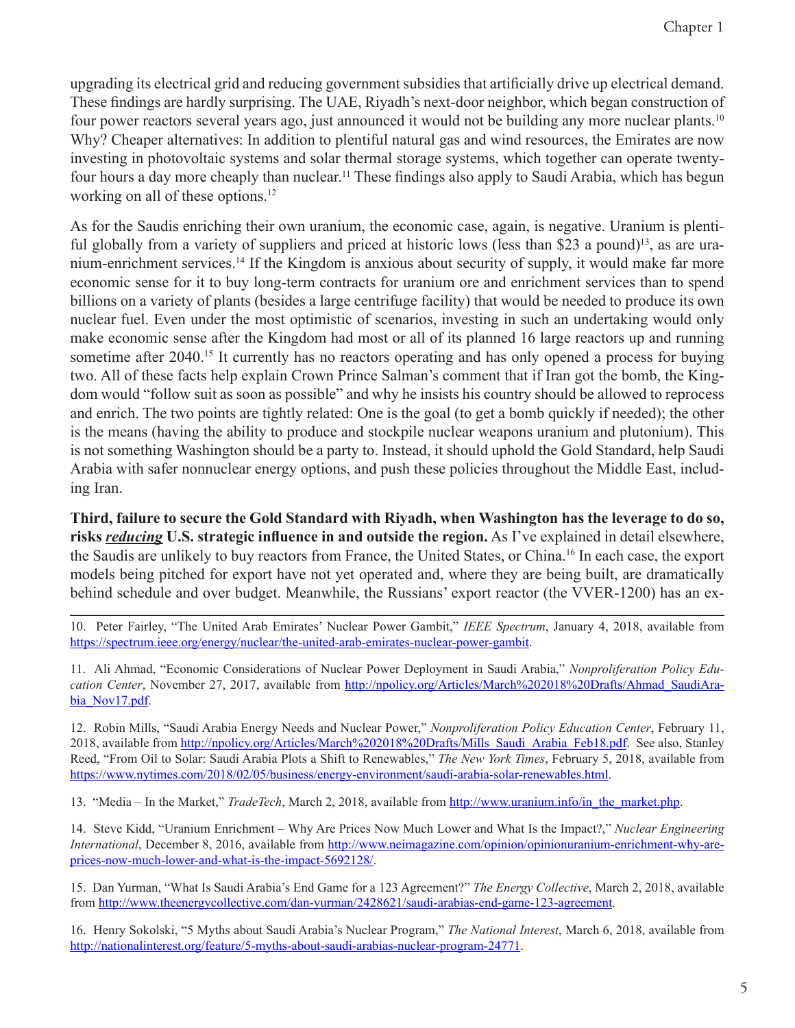upgrading its electrical grid and reducing government subsidies that artificially drive up electrical demand. These findings are hardly surprising. The UAE, Riyadh's next-door neighbor, which began construction of four power reactors several years ago, just announced it would not be building any more nuclear plants.[10] Why? Cheaper alternatives: In addition to plentiful natural gas and wind resources, the Emirates are now investing in photovoltaic systems and solar thermal storage systems, which together can operate twenty-four hours a day more cheaply than nuclear.[11] These findings also apply to Saudi Arabia, which has begun working on all of these options.[12]

As for the Saudis enriching their own uranium, the economic case, again, is negative. Uranium is plentiful globally from a variety of suppliers and priced at historic lows (less than $23 a pound)[13], as are uranium-enrichment services.[14] If the Kingdom is anxious about security of supply, it would make far more economic sense for it to buy long-term contracts for uranium ore and enrichment services than to spend billions on a variety of plants (besides a large centrifuge facility) that would be needed to produce its own nuclear fuel. Even under the most optimistic of scenarios, investing in such an undertaking would only make economic sense after the Kingdom had most or all of its planned 16 large reactors up and running sometime after 2040.[15] It currently has no reactors operating and has only opened a process for buying two. All of these facts help explain Crown Prince Salman's comment that if Iran got the bomb, the Kingdom would "follow suit as soon as possible" and why he insists his country should be allowed to reprocess and enrich. The two points are tightly related: One is the goal (to get a bomb quickly if needed); the other is the means (having the ability to produce and stockpile nuclear weapons uranium and plutonium). This is not something Washington should be a party to. Instead, it should uphold the Gold Standard, help Saudi Arabia with safer nonnuclear energy options, and push these policies throughout the Middle East, including Iran.

**Third, failure to secure the Gold Standard with Riyadh, when Washington has the leverage to do so, risks _reducing_ U.S. strategic influence in and outside the region.** As I've explained in detail elsewhere, the Saudis are unlikely to buy reactors from France, the United States, or China.[16] In each case, the export models being pitched for export have not yet operated and, where they are being built, are dramatically behind schedule and over budget. Meanwhile, the Russians' export reactor (the VVER-1200) has an ex-

---

10. Peter Fairley, "The United Arab Emirates' Nuclear Power Gambit," *IEEE Spectrum*, January 4, 2018, available from https://spectrum.ieee.org/energy/nuclear/the-united-arab-emirates-nuclear-power-gambit.

11. Ali Ahmad, "Economic Considerations of Nuclear Power Deployment in Saudi Arabia," *Nonproliferation Policy Education Center*, November 27, 2017, available from http://npolicy.org/Articles/March%202018%20Drafts/Ahmad_SaudiArabia_Nov17.pdf.

12. Robin Mills, "Saudi Arabia Energy Needs and Nuclear Power," *Nonproliferation Policy Education Center*, February 11, 2018, available from http://npolicy.org/Articles/March%202018%20Drafts/Mills_Saudi_Arabia_Feb18.pdf. See also, Stanley Reed, "From Oil to Solar: Saudi Arabia Plots a Shift to Renewables," *The New York Times*, February 5, 2018, available from https://www.nytimes.com/2018/02/05/business/energy-environment/saudi-arabia-solar-renewables.html.

13. "Media – In the Market," *TradeTech*, March 2, 2018, available from http://www.uranium.info/in_the_market.php.

14. Steve Kidd, "Uranium Enrichment – Why Are Prices Now Much Lower and What Is the Impact?," *Nuclear Engineering International*, December 8, 2016, available from http://www.neimagazine.com/opinion/opinionuranium-enrichment-why-are-prices-now-much-lower-and-what-is-the-impact-5692128/.

15. Dan Yurman, "What Is Saudi Arabia's End Game for a 123 Agreement?" *The Energy Collective*, March 2, 2018, available from http://www.theenergycollective.com/dan-yurman/2428621/saudi-arabias-end-game-123-agreement.

16. Henry Sokolski, "5 Myths about Saudi Arabia's Nuclear Program," *The National Interest*, March 6, 2018, available from http://nationalinterest.org/feature/5-myths-about-saudi-arabias-nuclear-program-24771.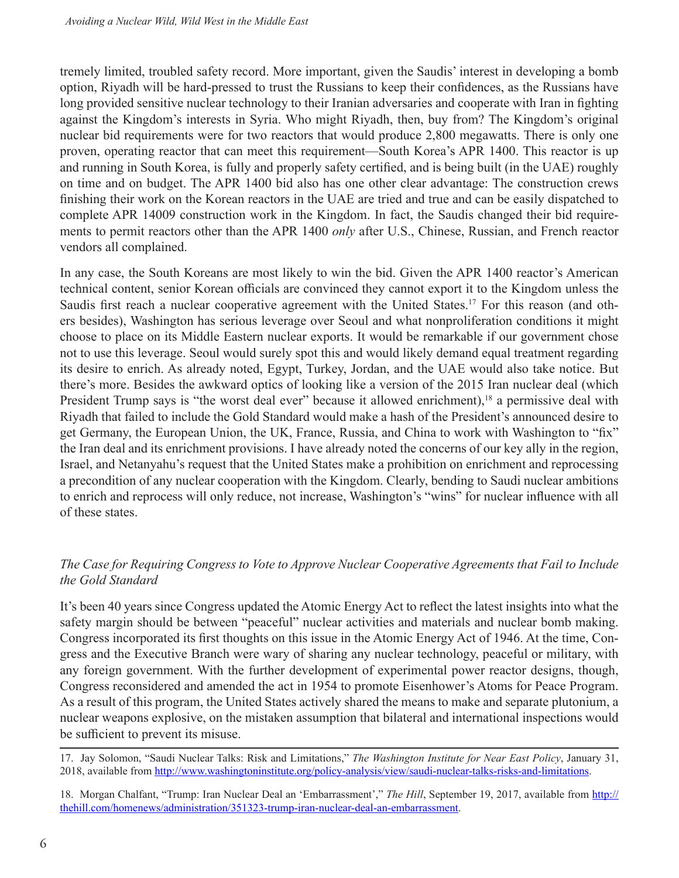tremely limited, troubled safety record. More important, given the Saudis' interest in developing a bomb option, Riyadh will be hard-pressed to trust the Russians to keep their confidences, as the Russians have long provided sensitive nuclear technology to their Iranian adversaries and cooperate with Iran in fighting against the Kingdom's interests in Syria. Who might Riyadh, then, buy from? The Kingdom's original nuclear bid requirements were for two reactors that would produce 2,800 megawatts. There is only one proven, operating reactor that can meet this requirement—South Korea's APR 1400. This reactor is up and running in South Korea, is fully and properly safety certified, and is being built (in the UAE) roughly on time and on budget. The APR 1400 bid also has one other clear advantage: The construction crews finishing their work on the Korean reactors in the UAE are tried and true and can be easily dispatched to complete APR 14009 construction work in the Kingdom. In fact, the Saudis changed their bid requirements to permit reactors other than the APR 1400 *only* after U.S., Chinese, Russian, and French reactor vendors all complained.

In any case, the South Koreans are most likely to win the bid. Given the APR 1400 reactor's American technical content, senior Korean officials are convinced they cannot export it to the Kingdom unless the Saudis first reach a nuclear cooperative agreement with the United States.[17] For this reason (and others besides), Washington has serious leverage over Seoul and what nonproliferation conditions it might choose to place on its Middle Eastern nuclear exports. It would be remarkable if our government chose not to use this leverage. Seoul would surely spot this and would likely demand equal treatment regarding its desire to enrich. As already noted, Egypt, Turkey, Jordan, and the UAE would also take notice. But there's more. Besides the awkward optics of looking like a version of the 2015 Iran nuclear deal (which President Trump says is "the worst deal ever" because it allowed enrichment),[18] a permissive deal with Riyadh that failed to include the Gold Standard would make a hash of the President's announced desire to get Germany, the European Union, the UK, France, Russia, and China to work with Washington to "fix" the Iran deal and its enrichment provisions. I have already noted the concerns of our key ally in the region, Israel, and Netanyahu's request that the United States make a prohibition on enrichment and reprocessing a precondition of any nuclear cooperation with the Kingdom. Clearly, bending to Saudi nuclear ambitions to enrich and reprocess will only reduce, not increase, Washington's "wins" for nuclear influence with all of these states.

### *The Case for Requiring Congress to Vote to Approve Nuclear Cooperative Agreements that Fail to Include the Gold Standard*

It's been 40 years since Congress updated the Atomic Energy Act to reflect the latest insights into what the safety margin should be between "peaceful" nuclear activities and materials and nuclear bomb making. Congress incorporated its first thoughts on this issue in the Atomic Energy Act of 1946. At the time, Congress and the Executive Branch were wary of sharing any nuclear technology, peaceful or military, with any foreign government. With the further development of experimental power reactor designs, though, Congress reconsidered and amended the act in 1954 to promote Eisenhower's Atoms for Peace Program. As a result of this program, the United States actively shared the means to make and separate plutonium, a nuclear weapons explosive, on the mistaken assumption that bilateral and international inspections would be sufficient to prevent its misuse.

---

17. Jay Solomon, "Saudi Nuclear Talks: Risk and Limitations," *The Washington Institute for Near East Policy*, January 31, 2018, available from http://www.washingtoninstitute.org/policy-analysis/view/saudi-nuclear-talks-risks-and-limitations.

18. Morgan Chalfant, "Trump: Iran Nuclear Deal an 'Embarrassment'," *The Hill*, September 19, 2017, available from http://thehill.com/homenews/administration/351323-trump-iran-nuclear-deal-an-embarrassment.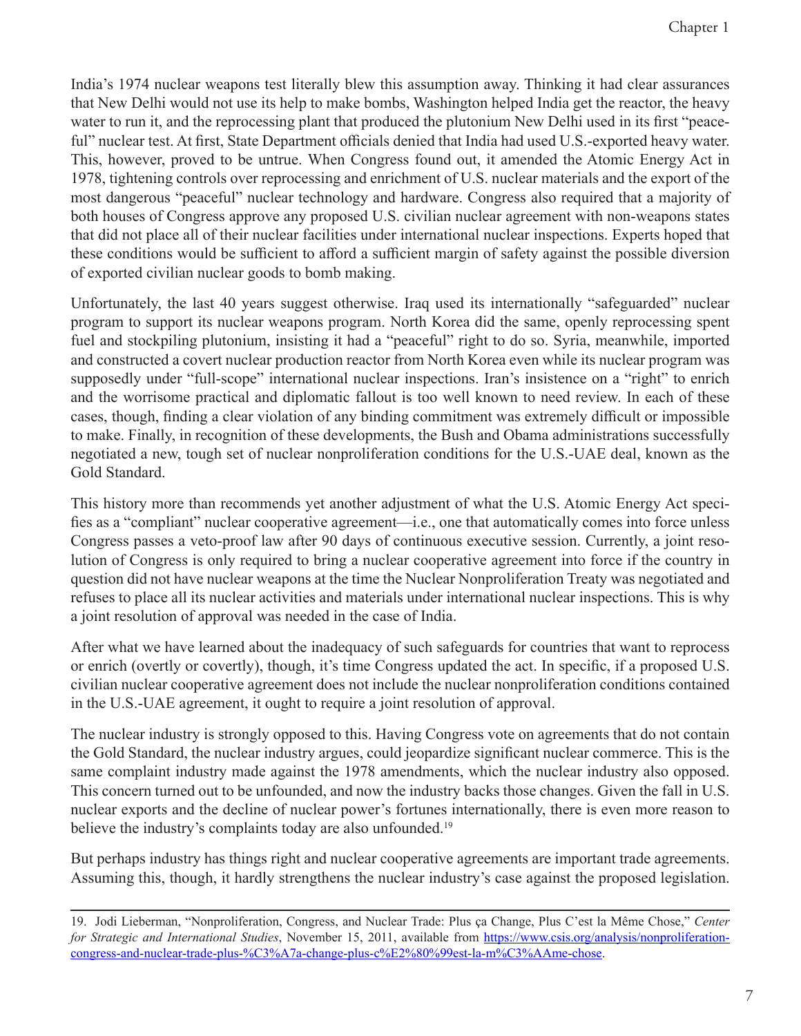India's 1974 nuclear weapons test literally blew this assumption away. Thinking it had clear assurances that New Delhi would not use its help to make bombs, Washington helped India get the reactor, the heavy water to run it, and the reprocessing plant that produced the plutonium New Delhi used in its first "peaceful" nuclear test. At first, State Department officials denied that India had used U.S.-exported heavy water. This, however, proved to be untrue. When Congress found out, it amended the Atomic Energy Act in 1978, tightening controls over reprocessing and enrichment of U.S. nuclear materials and the export of the most dangerous "peaceful" nuclear technology and hardware. Congress also required that a majority of both houses of Congress approve any proposed U.S. civilian nuclear agreement with non-weapons states that did not place all of their nuclear facilities under international nuclear inspections. Experts hoped that these conditions would be sufficient to afford a sufficient margin of safety against the possible diversion of exported civilian nuclear goods to bomb making.

Unfortunately, the last 40 years suggest otherwise. Iraq used its internationally "safeguarded" nuclear program to support its nuclear weapons program. North Korea did the same, openly reprocessing spent fuel and stockpiling plutonium, insisting it had a "peaceful" right to do so. Syria, meanwhile, imported and constructed a covert nuclear production reactor from North Korea even while its nuclear program was supposedly under "full-scope" international nuclear inspections. Iran's insistence on a "right" to enrich and the worrisome practical and diplomatic fallout is too well known to need review. In each of these cases, though, finding a clear violation of any binding commitment was extremely difficult or impossible to make. Finally, in recognition of these developments, the Bush and Obama administrations successfully negotiated a new, tough set of nuclear nonproliferation conditions for the U.S.-UAE deal, known as the Gold Standard.

This history more than recommends yet another adjustment of what the U.S. Atomic Energy Act specifies as a "compliant" nuclear cooperative agreement—i.e., one that automatically comes into force unless Congress passes a veto-proof law after 90 days of continuous executive session. Currently, a joint resolution of Congress is only required to bring a nuclear cooperative agreement into force if the country in question did not have nuclear weapons at the time the Nuclear Nonproliferation Treaty was negotiated and refuses to place all its nuclear activities and materials under international nuclear inspections. This is why a joint resolution of approval was needed in the case of India.

After what we have learned about the inadequacy of such safeguards for countries that want to reprocess or enrich (overtly or covertly), though, it's time Congress updated the act. In specific, if a proposed U.S. civilian nuclear cooperative agreement does not include the nuclear nonproliferation conditions contained in the U.S.-UAE agreement, it ought to require a joint resolution of approval.

The nuclear industry is strongly opposed to this. Having Congress vote on agreements that do not contain the Gold Standard, the nuclear industry argues, could jeopardize significant nuclear commerce. This is the same complaint industry made against the 1978 amendments, which the nuclear industry also opposed. This concern turned out to be unfounded, and now the industry backs those changes. Given the fall in U.S. nuclear exports and the decline of nuclear power's fortunes internationally, there is even more reason to believe the industry's complaints today are also unfounded.[19]

But perhaps industry has things right and nuclear cooperative agreements are important trade agreements. Assuming this, though, it hardly strengthens the nuclear industry's case against the proposed legislation.

---

19. Jodi Lieberman, "Nonproliferation, Congress, and Nuclear Trade: Plus ça Change, Plus C'est la Même Chose," *Center for Strategic and International Studies*, November 15, 2011, available from https://www.csis.org/analysis/nonproliferation-congress-and-nuclear-trade-plus-%C3%A7a-change-plus-c%E2%80%99est-la-m%C3%AAme-chose.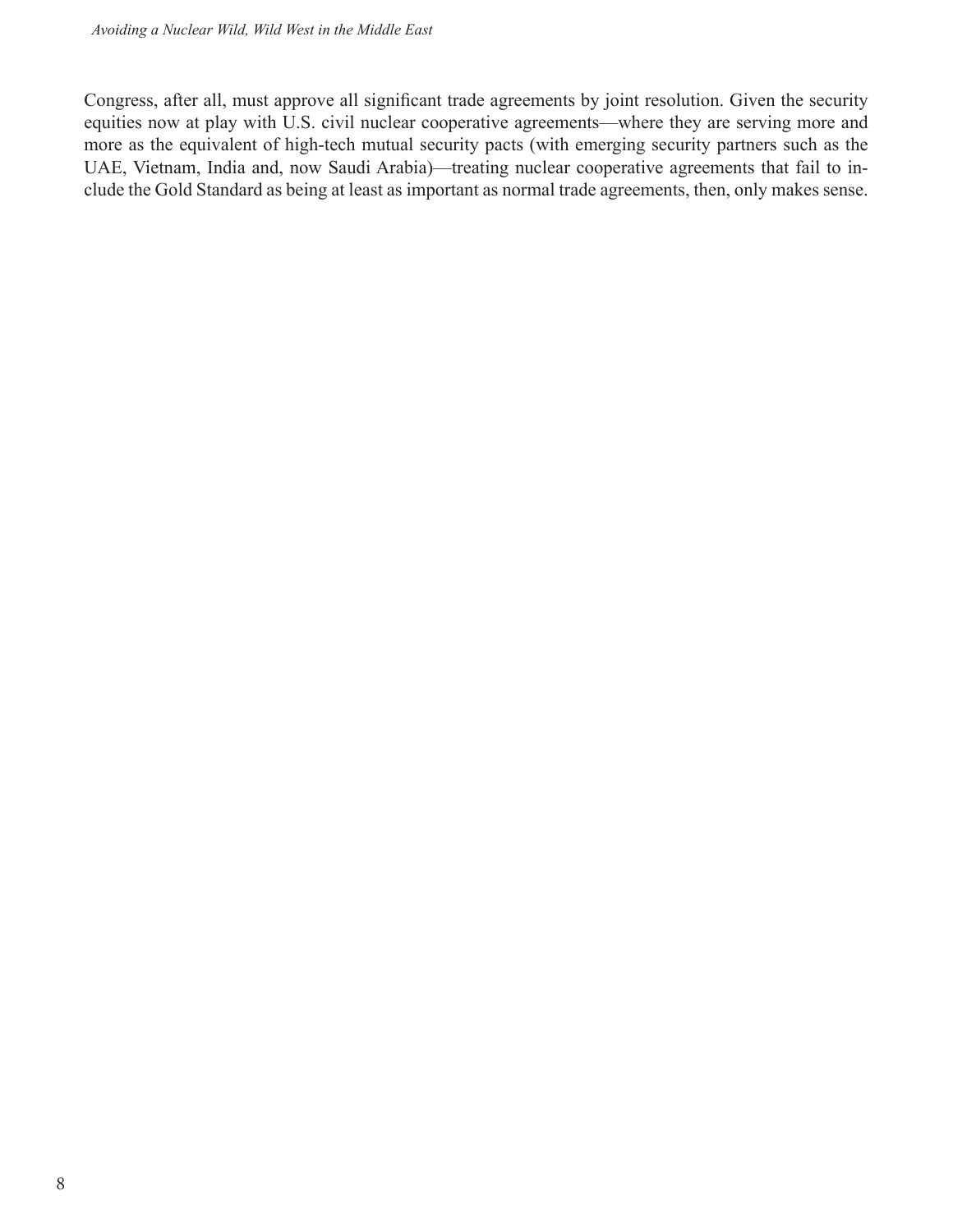Congress, after all, must approve all significant trade agreements by joint resolution. Given the security equities now at play with U.S. civil nuclear cooperative agreements—where they are serving more and more as the equivalent of high-tech mutual security pacts (with emerging security partners such as the UAE, Vietnam, India and, now Saudi Arabia)—treating nuclear cooperative agreements that fail to include the Gold Standard as being at least as important as normal trade agreements, then, only makes sense.